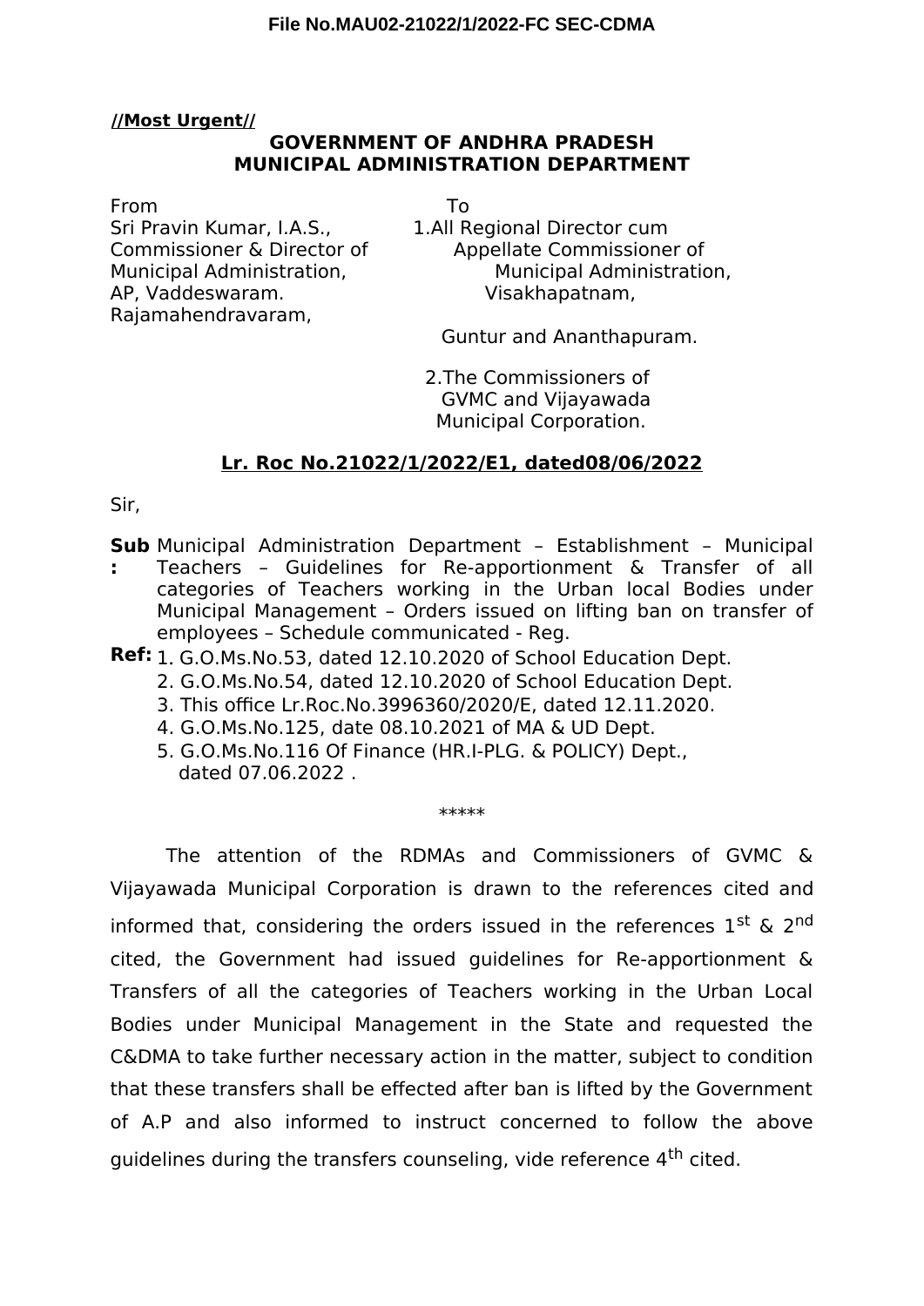**//Most Urgent//**

**GOVERNMENT OF ANDHRA PRADESH**
**MUNICIPAL ADMINISTRATION DEPARTMENT**

From
Sri Pravin Kumar, I.A.S.,
Commissioner & Director of
Municipal Administration,
AP, Vaddeswaram.
Rajamahendravaram,

To
1.All Regional Director cum
Appellate Commissioner of
Municipal Administration,
Visakhapatnam,
Guntur and Ananthapuram.

2.The Commissioners of
GVMC and Vijayawada
Municipal Corporation.

**Lr. Roc No.21022/1/2022/E1, dated08/06/2022**

Sir,

**Sub:** Municipal Administration Department – Establishment – Municipal Teachers – Guidelines for Re-apportionment & Transfer of all categories of Teachers working in the Urban local Bodies under Municipal Management – Orders issued on lifting ban on transfer of employees – Schedule communicated - Reg.

**Ref:**
1. G.O.Ms.No.53, dated 12.10.2020 of School Education Dept.
2. G.O.Ms.No.54, dated 12.10.2020 of School Education Dept.
3. This office Lr.Roc.No.3996360/2020/E, dated 12.11.2020.
4. G.O.Ms.No.125, date 08.10.2021 of MA & UD Dept.
5. G.O.Ms.No.116 Of Finance (HR.I-PLG. & POLICY) Dept., dated 07.06.2022 .

\*\*\*\*\*

The attention of the RDMAs and Commissioners of GVMC & Vijayawada Municipal Corporation is drawn to the references cited and informed that, considering the orders issued in the references 1st & 2nd cited, the Government had issued guidelines for Re-apportionment & Transfers of all the categories of Teachers working in the Urban Local Bodies under Municipal Management in the State and requested the C&DMA to take further necessary action in the matter, subject to condition that these transfers shall be effected after ban is lifted by the Government of A.P and also informed to instruct concerned to follow the above guidelines during the transfers counseling, vide reference 4th cited.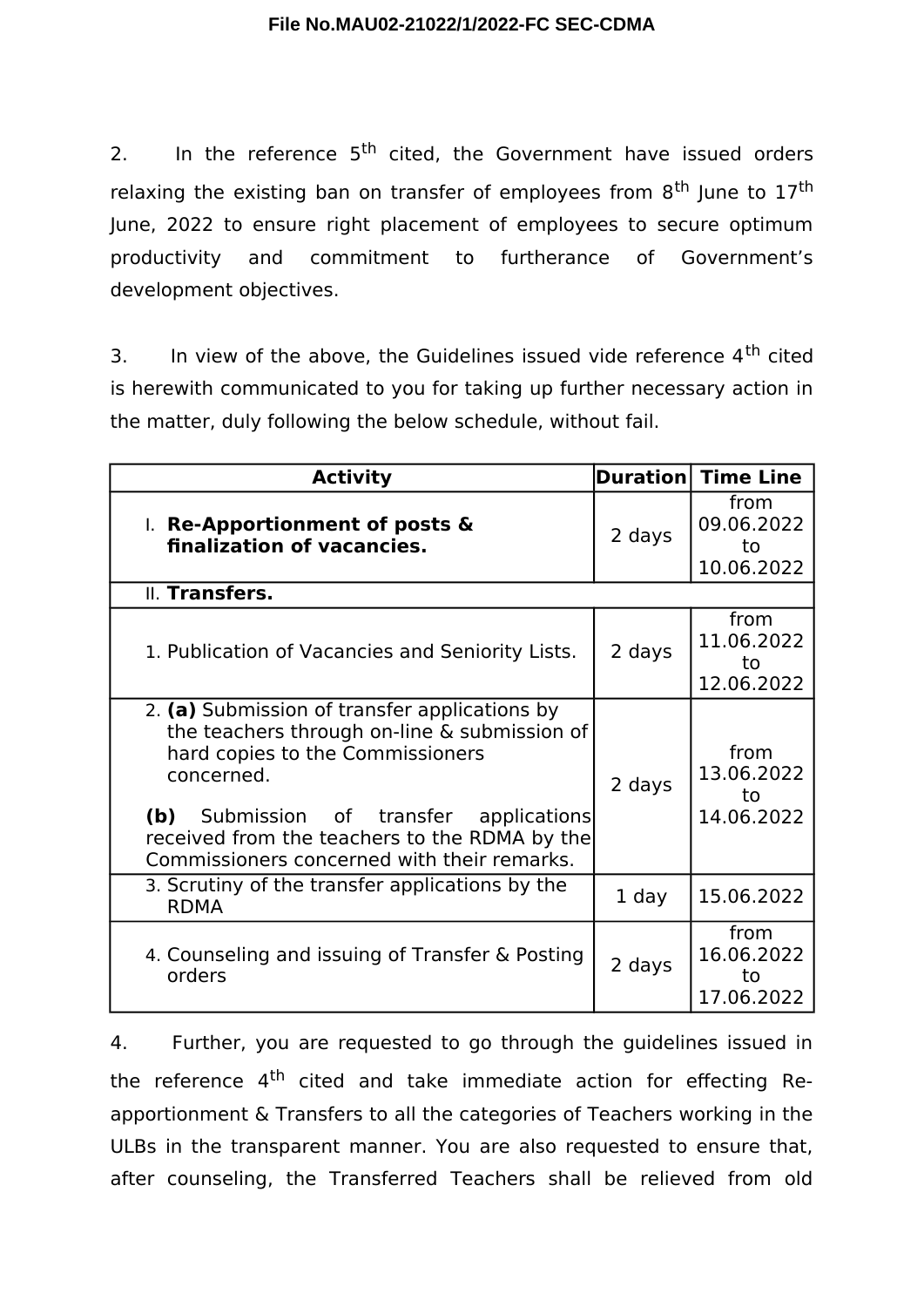2. In the reference 5th cited, the Government have issued orders relaxing the existing ban on transfer of employees from 8th June to 17th June, 2022 to ensure right placement of employees to secure optimum productivity and commitment to furtherance of Government's development objectives.

3. In view of the above, the Guidelines issued vide reference 4th cited is herewith communicated to you for taking up further necessary action in the matter, duly following the below schedule, without fail.

| Activity | Duration | Time Line |
|---|---|---|
| I. **Re-Apportionment of posts & finalization of vacancies.** | 2 days | from 09.06.2022 to 10.06.2022 |
| II. **Transfers.** | | |
| 1. Publication of Vacancies and Seniority Lists. | 2 days | from 11.06.2022 to 12.06.2022 |
| 2. **(a)** Submission of transfer applications by the teachers through on-line & submission of hard copies to the Commissioners concerned.<br><br>**(b)** Submission of transfer applications received from the teachers to the RDMA by the Commissioners concerned with their remarks. | 2 days | from 13.06.2022 to 14.06.2022 |
| 3. Scrutiny of the transfer applications by the RDMA | 1 day | 15.06.2022 |
| 4. Counseling and issuing of Transfer & Posting orders | 2 days | from 16.06.2022 to 17.06.2022 |

4. Further, you are requested to go through the guidelines issued in the reference 4th cited and take immediate action for effecting Re-apportionment & Transfers to all the categories of Teachers working in the ULBs in the transparent manner. You are also requested to ensure that, after counseling, the Transferred Teachers shall be relieved from old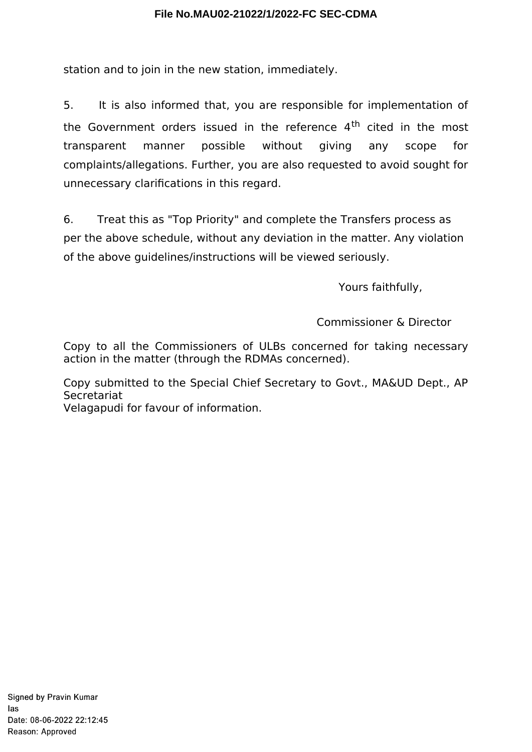station and to join in the new station, immediately.

5. It is also informed that, you are responsible for implementation of the Government orders issued in the reference 4th cited in the most transparent manner possible without giving any scope for complaints/allegations. Further, you are also requested to avoid sought for unnecessary clarifications in this regard.

6. Treat this as "Top Priority" and complete the Transfers process as per the above schedule, without any deviation in the matter. Any violation of the above guidelines/instructions will be viewed seriously.

Yours faithfully,

Commissioner & Director

Copy to all the Commissioners of ULBs concerned for taking necessary action in the matter (through the RDMAs concerned).

Copy submitted to the Special Chief Secretary to Govt., MA&UD Dept., AP Secretariat
Velagapudi for favour of information.

Signed by Pravin Kumar
Ias
Date: 08-06-2022 22:12:45
Reason: Approved